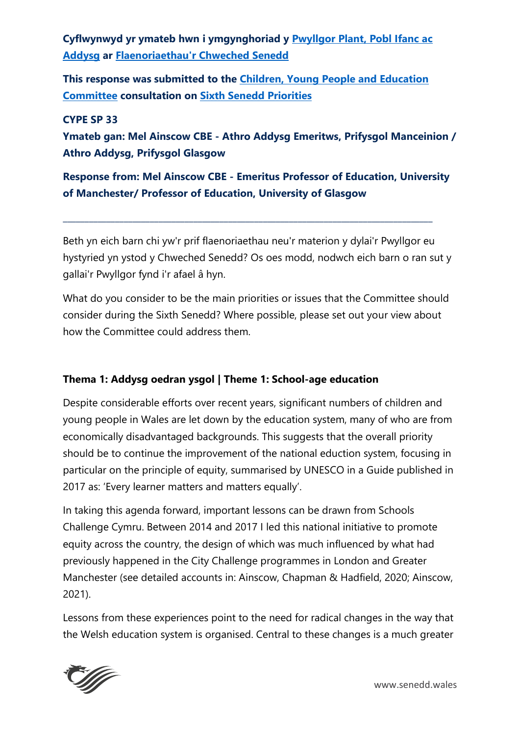**Cyflwynwyd yr ymateb hwn i ymgynghoriad y [Pwyllgor Plant, Pobl Ifanc ac Addysg](#) ar [Flaenoriaethau'r Chweched Senedd](#)**

**This response was submitted to the [Children, Young People and Education Committee](#) consultation on [Sixth Senedd Priorities](#)**

**CYPE SP 33**

**Ymateb gan: Mel Ainscow CBE - Athro Addysg Emeritws, Prifysgol Manceinion / Athro Addysg, Prifysgol Glasgow**

**Response from: Mel Ainscow CBE - Emeritus Professor of Education, University of Manchester/ Professor of Education, University of Glasgow**

---

Beth yn eich barn chi yw'r prif flaenoriaethau neu'r materion y dylai'r Pwyllgor eu hystyried yn ystod y Chweched Senedd? Os oes modd, nodwch eich barn o ran sut y gallai'r Pwyllgor fynd i'r afael â hyn.

What do you consider to be the main priorities or issues that the Committee should consider during the Sixth Senedd? Where possible, please set out your view about how the Committee could address them.

**Thema 1: Addysg oedran ysgol | Theme 1: School-age education**

Despite considerable efforts over recent years, significant numbers of children and young people in Wales are let down by the education system, many of who are from economically disadvantaged backgrounds. This suggests that the overall priority should be to continue the improvement of the national eduction system, focusing in particular on the principle of equity, summarised by UNESCO in a Guide published in 2017 as: 'Every learner matters and matters equally'.

In taking this agenda forward, important lessons can be drawn from Schools Challenge Cymru. Between 2014 and 2017 I led this national initiative to promote equity across the country, the design of which was much influenced by what had previously happened in the City Challenge programmes in London and Greater Manchester (see detailed accounts in: Ainscow, Chapman & Hadfield, 2020; Ainscow, 2021).

Lessons from these experiences point to the need for radical changes in the way that the Welsh education system is organised. Central to these changes is a much greater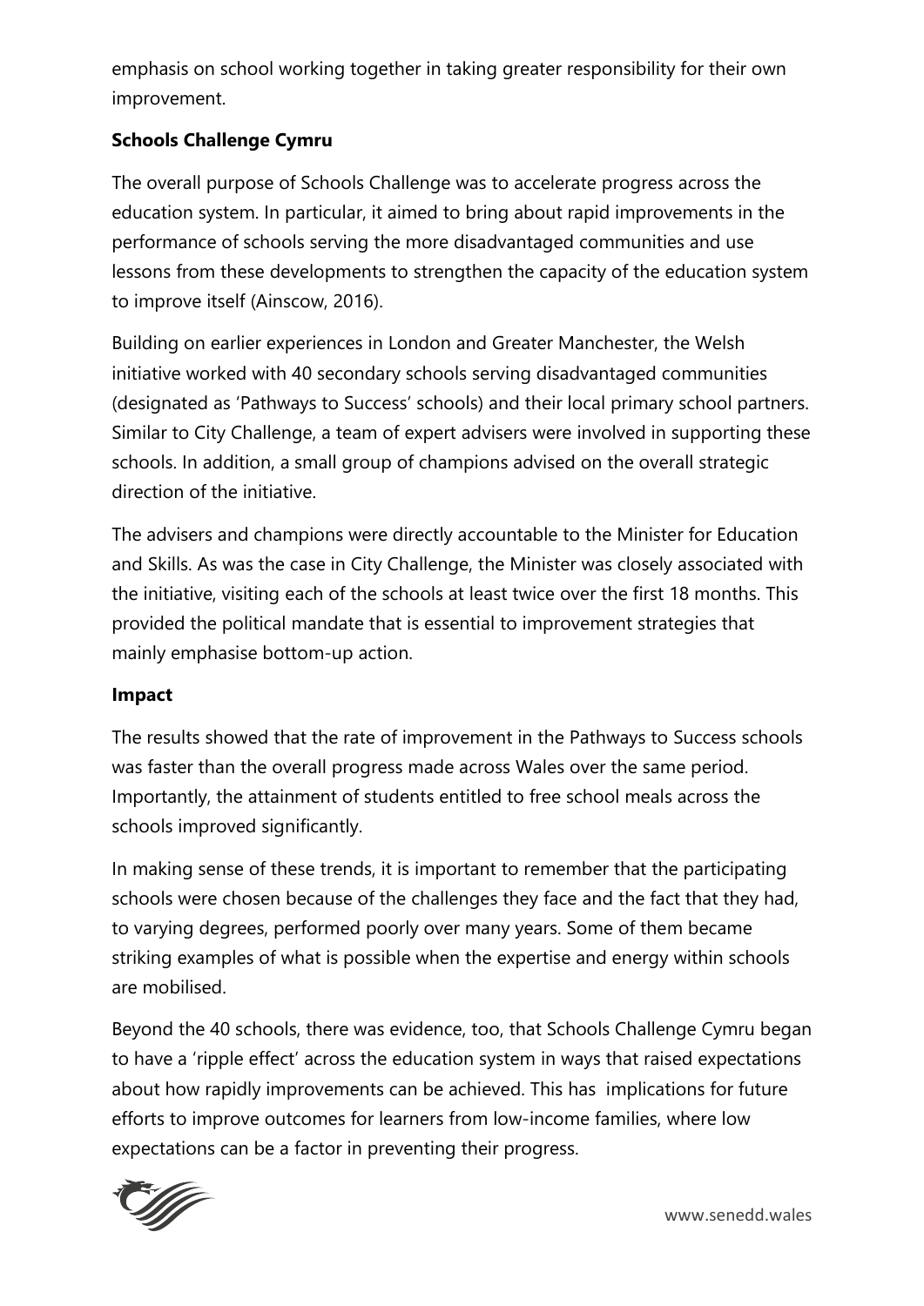emphasis on school working together in taking greater responsibility for their own improvement.

**Schools Challenge Cymru**

The overall purpose of Schools Challenge was to accelerate progress across the education system. In particular, it aimed to bring about rapid improvements in the performance of schools serving the more disadvantaged communities and use lessons from these developments to strengthen the capacity of the education system to improve itself (Ainscow, 2016).

Building on earlier experiences in London and Greater Manchester, the Welsh initiative worked with 40 secondary schools serving disadvantaged communities (designated as 'Pathways to Success' schools) and their local primary school partners. Similar to City Challenge, a team of expert advisers were involved in supporting these schools. In addition, a small group of champions advised on the overall strategic direction of the initiative.

The advisers and champions were directly accountable to the Minister for Education and Skills. As was the case in City Challenge, the Minister was closely associated with the initiative, visiting each of the schools at least twice over the first 18 months. This provided the political mandate that is essential to improvement strategies that mainly emphasise bottom-up action.

**Impact**

The results showed that the rate of improvement in the Pathways to Success schools was faster than the overall progress made across Wales over the same period. Importantly, the attainment of students entitled to free school meals across the schools improved significantly.

In making sense of these trends, it is important to remember that the participating schools were chosen because of the challenges they face and the fact that they had, to varying degrees, performed poorly over many years. Some of them became striking examples of what is possible when the expertise and energy within schools are mobilised.

Beyond the 40 schools, there was evidence, too, that Schools Challenge Cymru began to have a 'ripple effect' across the education system in ways that raised expectations about how rapidly improvements can be achieved. This has implications for future efforts to improve outcomes for learners from low-income families, where low expectations can be a factor in preventing their progress.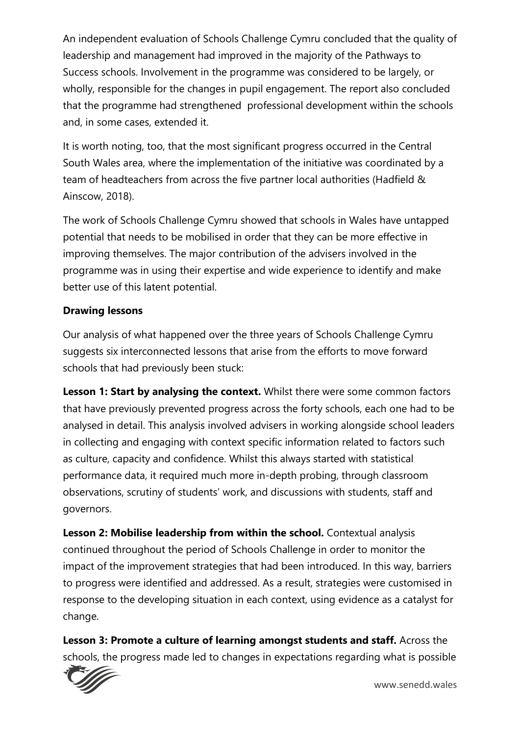An independent evaluation of Schools Challenge Cymru concluded that the quality of leadership and management had improved in the majority of the Pathways to Success schools. Involvement in the programme was considered to be largely, or wholly, responsible for the changes in pupil engagement. The report also concluded that the programme had strengthened professional development within the schools and, in some cases, extended it.

It is worth noting, too, that the most significant progress occurred in the Central South Wales area, where the implementation of the initiative was coordinated by a team of headteachers from across the five partner local authorities (Hadfield & Ainscow, 2018).

The work of Schools Challenge Cymru showed that schools in Wales have untapped potential that needs to be mobilised in order that they can be more effective in improving themselves. The major contribution of the advisers involved in the programme was in using their expertise and wide experience to identify and make better use of this latent potential.

**Drawing lessons**

Our analysis of what happened over the three years of Schools Challenge Cymru suggests six interconnected lessons that arise from the efforts to move forward schools that had previously been stuck:

**Lesson 1: Start by analysing the context.** Whilst there were some common factors that have previously prevented progress across the forty schools, each one had to be analysed in detail. This analysis involved advisers in working alongside school leaders in collecting and engaging with context specific information related to factors such as culture, capacity and confidence. Whilst this always started with statistical performance data, it required much more in-depth probing, through classroom observations, scrutiny of students' work, and discussions with students, staff and governors.

**Lesson 2: Mobilise leadership from within the school.** Contextual analysis continued throughout the period of Schools Challenge in order to monitor the impact of the improvement strategies that had been introduced. In this way, barriers to progress were identified and addressed. As a result, strategies were customised in response to the developing situation in each context, using evidence as a catalyst for change.

**Lesson 3: Promote a culture of learning amongst students and staff.** Across the schools, the progress made led to changes in expectations regarding what is possible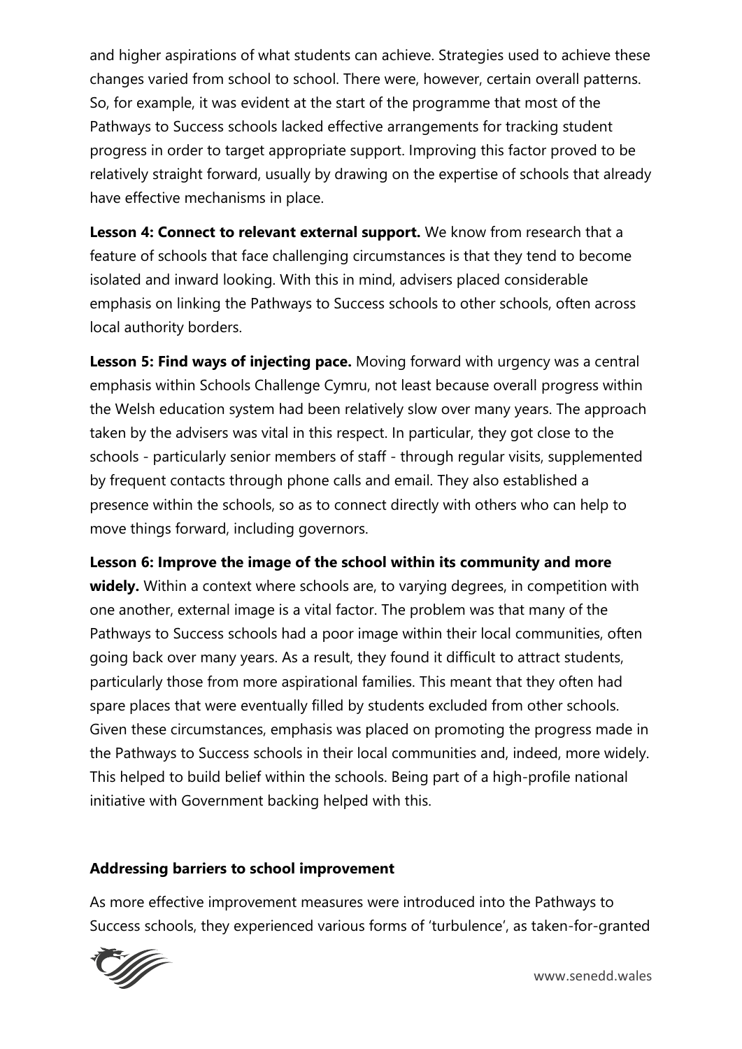and higher aspirations of what students can achieve. Strategies used to achieve these changes varied from school to school. There were, however, certain overall patterns. So, for example, it was evident at the start of the programme that most of the Pathways to Success schools lacked effective arrangements for tracking student progress in order to target appropriate support. Improving this factor proved to be relatively straight forward, usually by drawing on the expertise of schools that already have effective mechanisms in place.

**Lesson 4: Connect to relevant external support.** We know from research that a feature of schools that face challenging circumstances is that they tend to become isolated and inward looking. With this in mind, advisers placed considerable emphasis on linking the Pathways to Success schools to other schools, often across local authority borders.

**Lesson 5: Find ways of injecting pace.** Moving forward with urgency was a central emphasis within Schools Challenge Cymru, not least because overall progress within the Welsh education system had been relatively slow over many years. The approach taken by the advisers was vital in this respect. In particular, they got close to the schools - particularly senior members of staff - through regular visits, supplemented by frequent contacts through phone calls and email. They also established a presence within the schools, so as to connect directly with others who can help to move things forward, including governors.

**Lesson 6: Improve the image of the school within its community and more widely.** Within a context where schools are, to varying degrees, in competition with one another, external image is a vital factor. The problem was that many of the Pathways to Success schools had a poor image within their local communities, often going back over many years. As a result, they found it difficult to attract students, particularly those from more aspirational families. This meant that they often had spare places that were eventually filled by students excluded from other schools. Given these circumstances, emphasis was placed on promoting the progress made in the Pathways to Success schools in their local communities and, indeed, more widely. This helped to build belief within the schools. Being part of a high-profile national initiative with Government backing helped with this.

**Addressing barriers to school improvement**

As more effective improvement measures were introduced into the Pathways to Success schools, they experienced various forms of 'turbulence', as taken-for-granted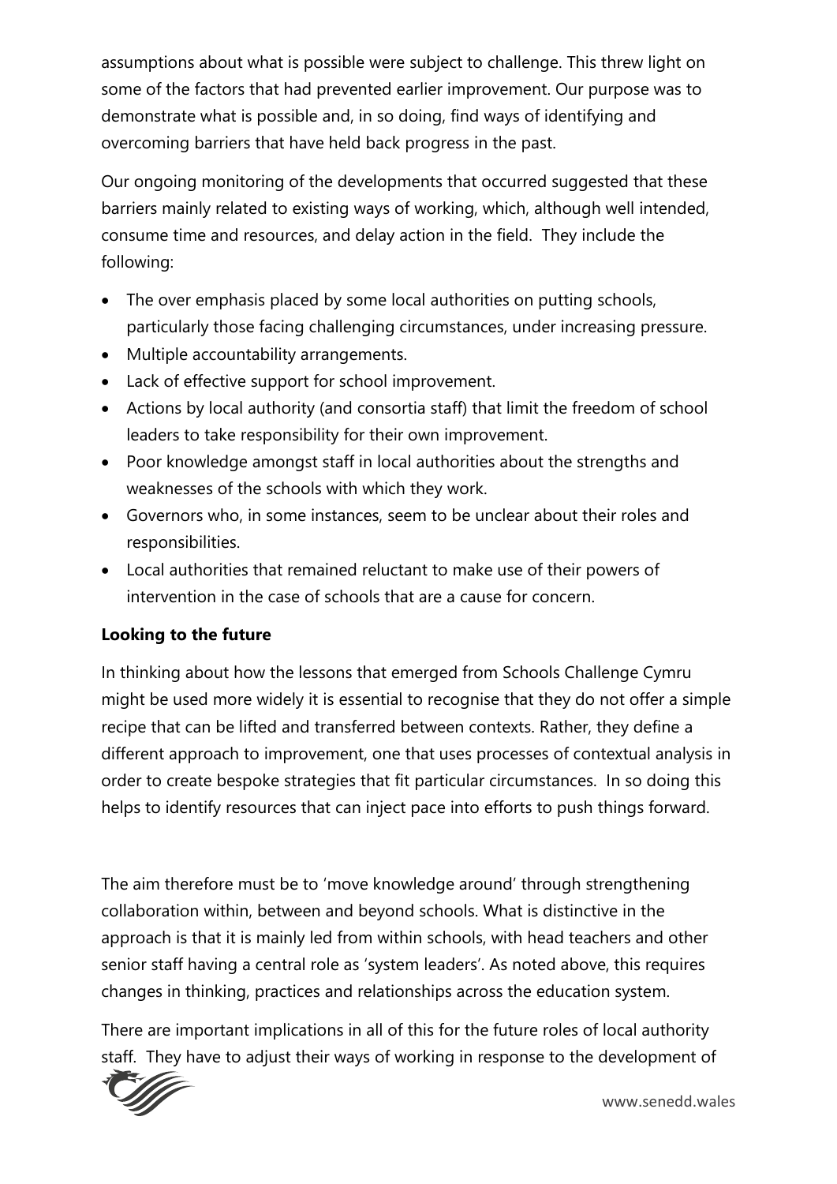assumptions about what is possible were subject to challenge. This threw light on some of the factors that had prevented earlier improvement. Our purpose was to demonstrate what is possible and, in so doing, find ways of identifying and overcoming barriers that have held back progress in the past.

Our ongoing monitoring of the developments that occurred suggested that these barriers mainly related to existing ways of working, which, although well intended, consume time and resources, and delay action in the field. They include the following:

- The over emphasis placed by some local authorities on putting schools, particularly those facing challenging circumstances, under increasing pressure.
- Multiple accountability arrangements.
- Lack of effective support for school improvement.
- Actions by local authority (and consortia staff) that limit the freedom of school leaders to take responsibility for their own improvement.
- Poor knowledge amongst staff in local authorities about the strengths and weaknesses of the schools with which they work.
- Governors who, in some instances, seem to be unclear about their roles and responsibilities.
- Local authorities that remained reluctant to make use of their powers of intervention in the case of schools that are a cause for concern.

**Looking to the future**

In thinking about how the lessons that emerged from Schools Challenge Cymru might be used more widely it is essential to recognise that they do not offer a simple recipe that can be lifted and transferred between contexts. Rather, they define a different approach to improvement, one that uses processes of contextual analysis in order to create bespoke strategies that fit particular circumstances. In so doing this helps to identify resources that can inject pace into efforts to push things forward.

The aim therefore must be to 'move knowledge around' through strengthening collaboration within, between and beyond schools. What is distinctive in the approach is that it is mainly led from within schools, with head teachers and other senior staff having a central role as 'system leaders'. As noted above, this requires changes in thinking, practices and relationships across the education system.

There are important implications in all of this for the future roles of local authority staff. They have to adjust their ways of working in response to the development of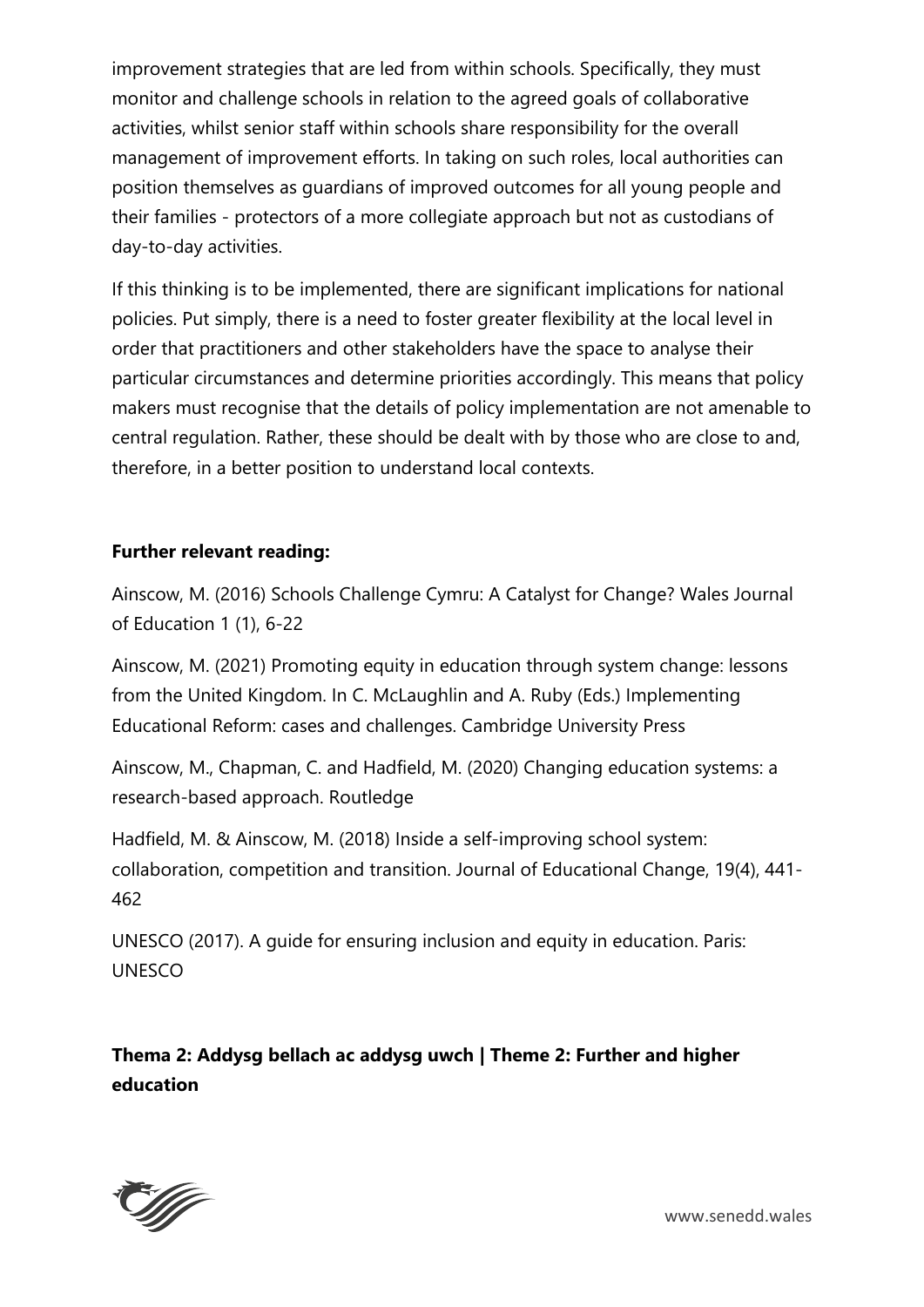improvement strategies that are led from within schools. Specifically, they must monitor and challenge schools in relation to the agreed goals of collaborative activities, whilst senior staff within schools share responsibility for the overall management of improvement efforts. In taking on such roles, local authorities can position themselves as guardians of improved outcomes for all young people and their families - protectors of a more collegiate approach but not as custodians of day-to-day activities.

If this thinking is to be implemented, there are significant implications for national policies. Put simply, there is a need to foster greater flexibility at the local level in order that practitioners and other stakeholders have the space to analyse their particular circumstances and determine priorities accordingly. This means that policy makers must recognise that the details of policy implementation are not amenable to central regulation. Rather, these should be dealt with by those who are close to and, therefore, in a better position to understand local contexts.

**Further relevant reading:**

Ainscow, M. (2016) Schools Challenge Cymru: A Catalyst for Change? Wales Journal of Education 1 (1), 6-22

Ainscow, M. (2021) Promoting equity in education through system change: lessons from the United Kingdom. In C. McLaughlin and A. Ruby (Eds.) Implementing Educational Reform: cases and challenges. Cambridge University Press

Ainscow, M., Chapman, C. and Hadfield, M. (2020) Changing education systems: a research-based approach. Routledge

Hadfield, M. & Ainscow, M. (2018) Inside a self-improving school system: collaboration, competition and transition. Journal of Educational Change, 19(4), 441-462

UNESCO (2017). A guide for ensuring inclusion and equity in education. Paris: UNESCO

## Thema 2: Addysg bellach ac addysg uwch | Theme 2: Further and higher education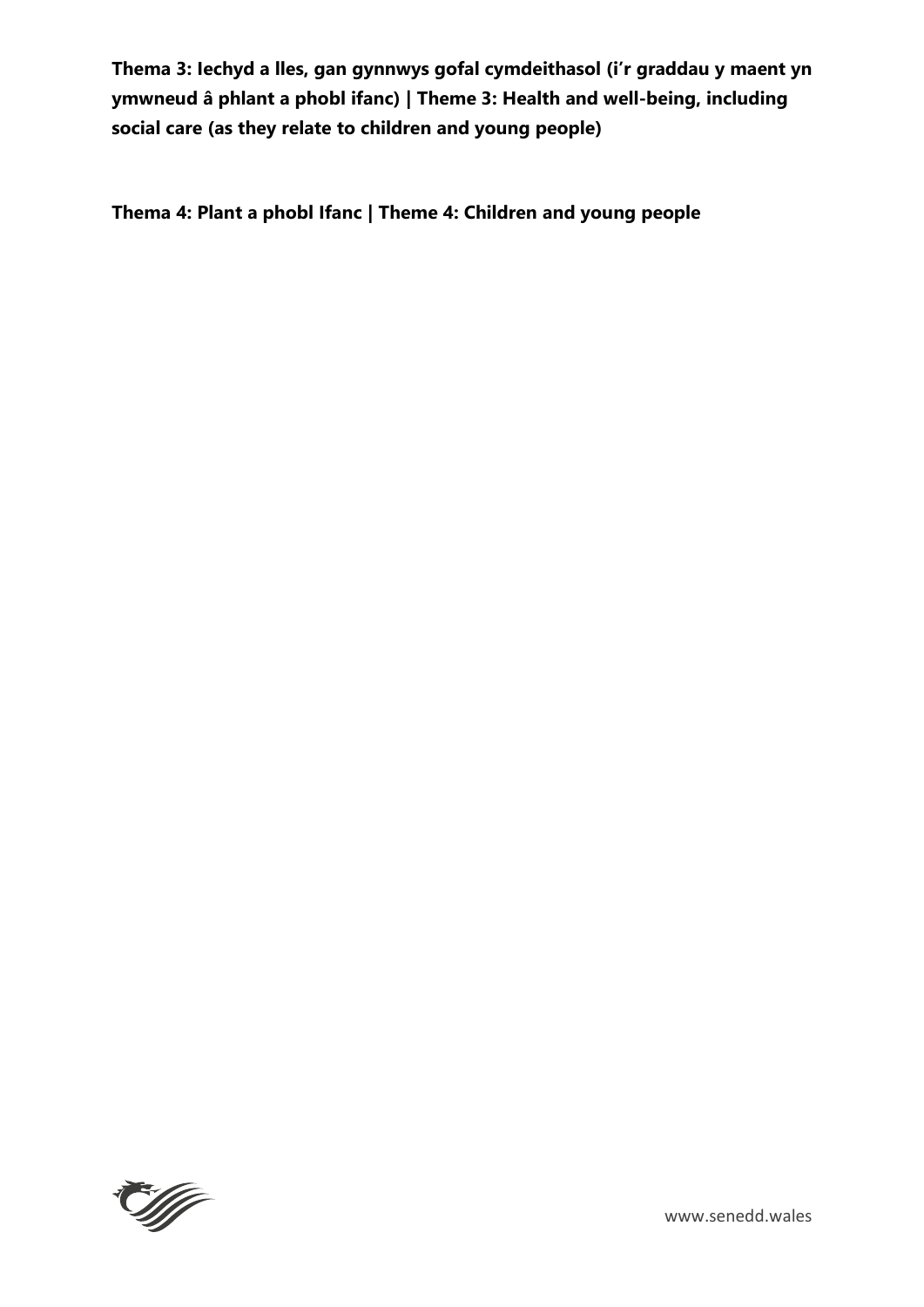**Thema 3: Iechyd a lles, gan gynnwys gofal cymdeithasol (i'r graddau y maent yn ymwneud â phlant a phobl ifanc) | Theme 3: Health and well-being, including social care (as they relate to children and young people)**

**Thema 4: Plant a phobl Ifanc | Theme 4: Children and young people**